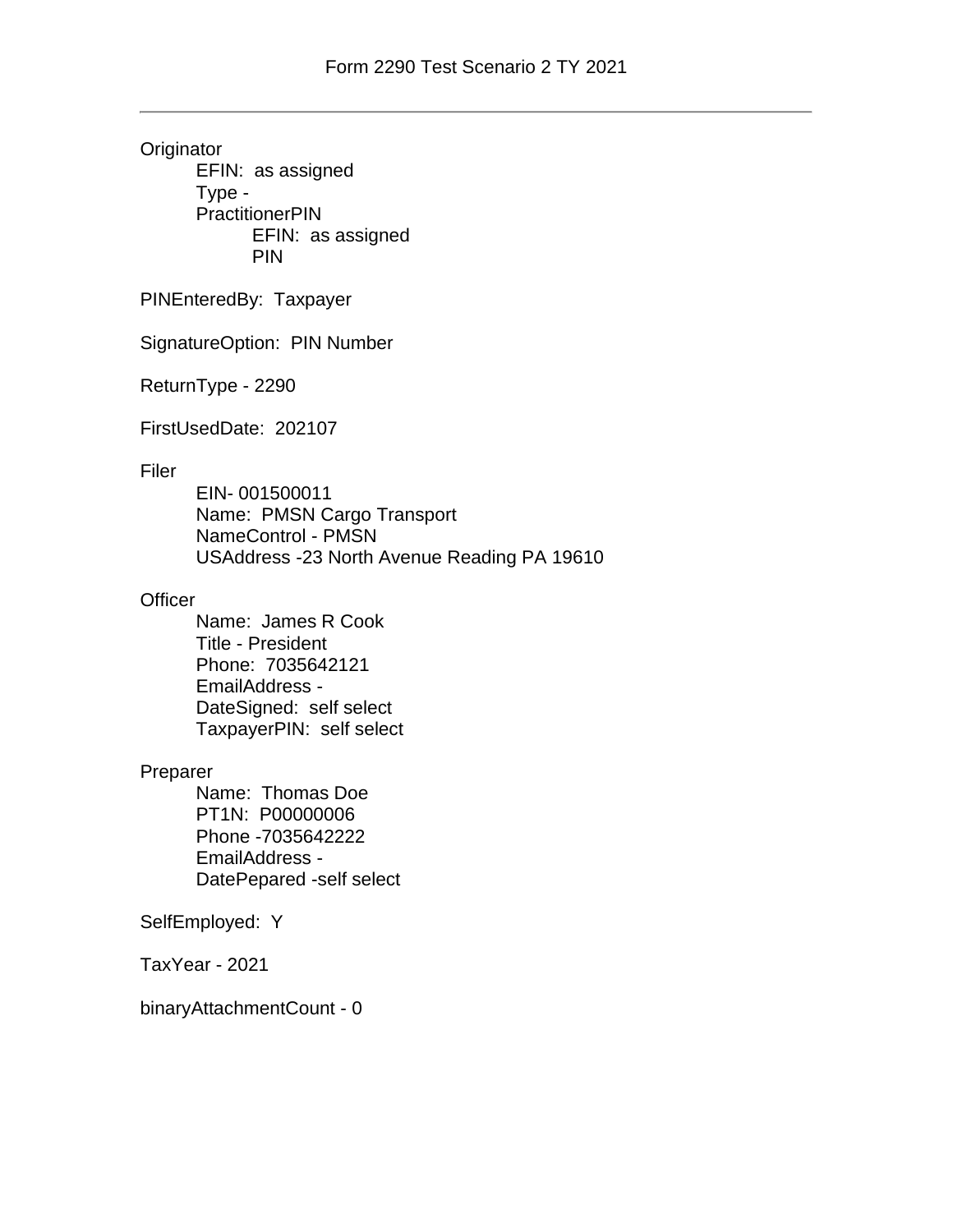# Form 2290 Test Scenario 2 TY 2021

---

Originator
- EFIN: as assigned
- Type -
- PractitionerPIN
  - EFIN: as assigned
  - PIN

PINEnteredBy: Taxpayer

SignatureOption: PIN Number

ReturnType - 2290

FirstUsedDate: 202107

Filer
- EIN- 001500011
- Name: PMSN Cargo Transport
- NameControl - PMSN
- USAddress -23 North Avenue Reading PA 19610

Officer
- Name: James R Cook
- Title - President
- Phone: 7035642121
- EmailAddress -
- DateSigned: self select
- TaxpayerPIN: self select

Preparer
- Name: Thomas Doe
- PT1N: P00000006
- Phone -7035642222
- EmailAddress -
- DatePepared -self select

SelfEmployed: Y

TaxYear - 2021

binaryAttachmentCount - 0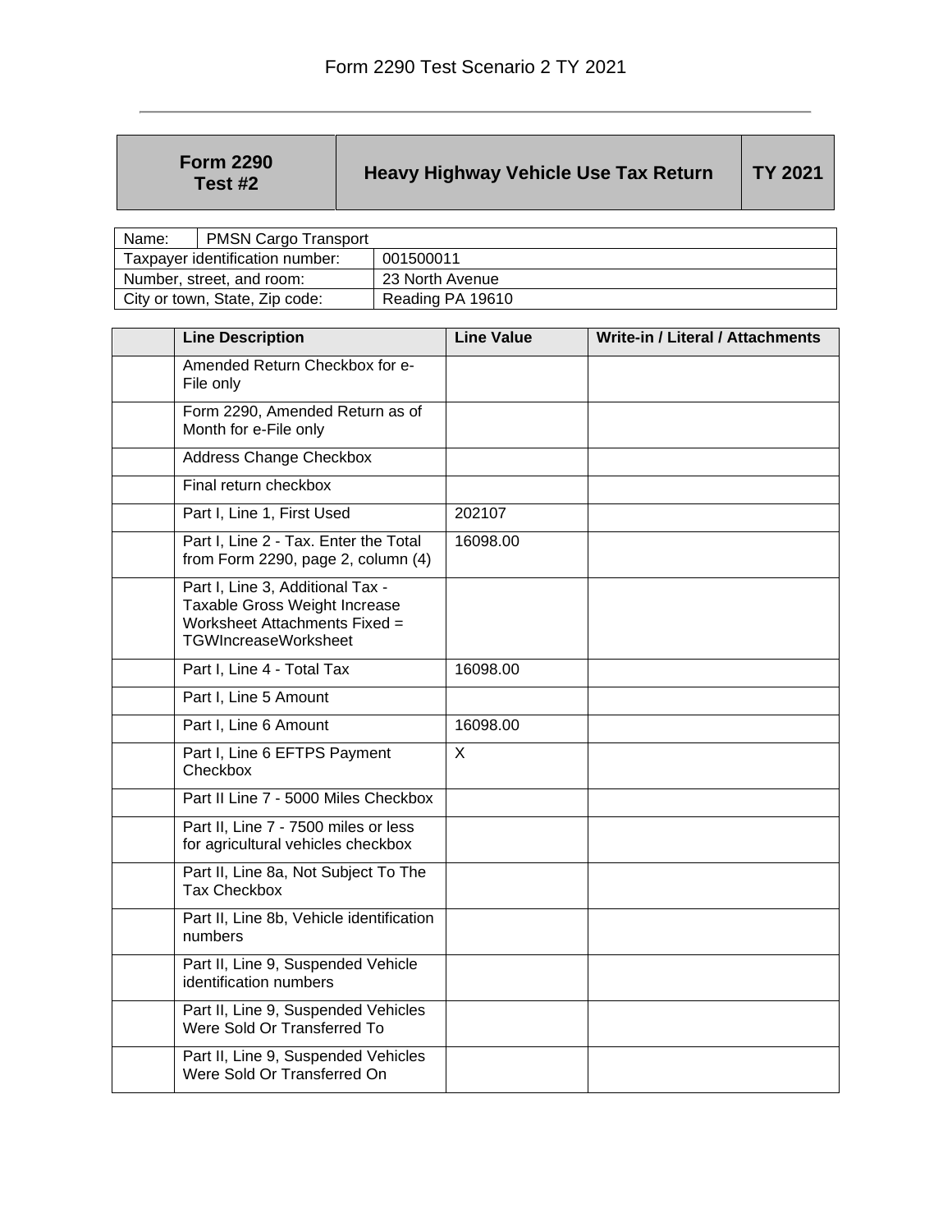# Form 2290 Test Scenario 2 TY 2021

| Form 2290 Test #2 | Heavy Highway Vehicle Use Tax Return | TY 2021 |
|---|---|---|

| Name: | PMSN Cargo Transport |
|---|---|
| Taxpayer identification number: | 001500011 |
| Number, street, and room: | 23 North Avenue |
| City or town, State, Zip code: | Reading PA 19610 |

| | Line Description | Line Value | Write-in / Literal / Attachments |
|---|---|---|---|
| | Amended Return Checkbox for e-File only | | |
| | Form 2290, Amended Return as of Month for e-File only | | |
| | Address Change Checkbox | | |
| | Final return checkbox | | |
| | Part I, Line 1, First Used | 202107 | |
| | Part I, Line 2 - Tax. Enter the Total from Form 2290, page 2, column (4) | 16098.00 | |
| | Part I, Line 3, Additional Tax - Taxable Gross Weight Increase Worksheet Attachments Fixed = TGWIncreaseWorksheet | | |
| | Part I, Line 4 - Total Tax | 16098.00 | |
| | Part I, Line 5 Amount | | |
| | Part I, Line 6 Amount | 16098.00 | |
| | Part I, Line 6 EFTPS Payment Checkbox | X | |
| | Part II Line 7 - 5000 Miles Checkbox | | |
| | Part II, Line 7 - 7500 miles or less for agricultural vehicles checkbox | | |
| | Part II, Line 8a, Not Subject To The Tax Checkbox | | |
| | Part II, Line 8b, Vehicle identification numbers | | |
| | Part II, Line 9, Suspended Vehicle identification numbers | | |
| | Part II, Line 9, Suspended Vehicles Were Sold Or Transferred To | | |
| | Part II, Line 9, Suspended Vehicles Were Sold Or Transferred On | | |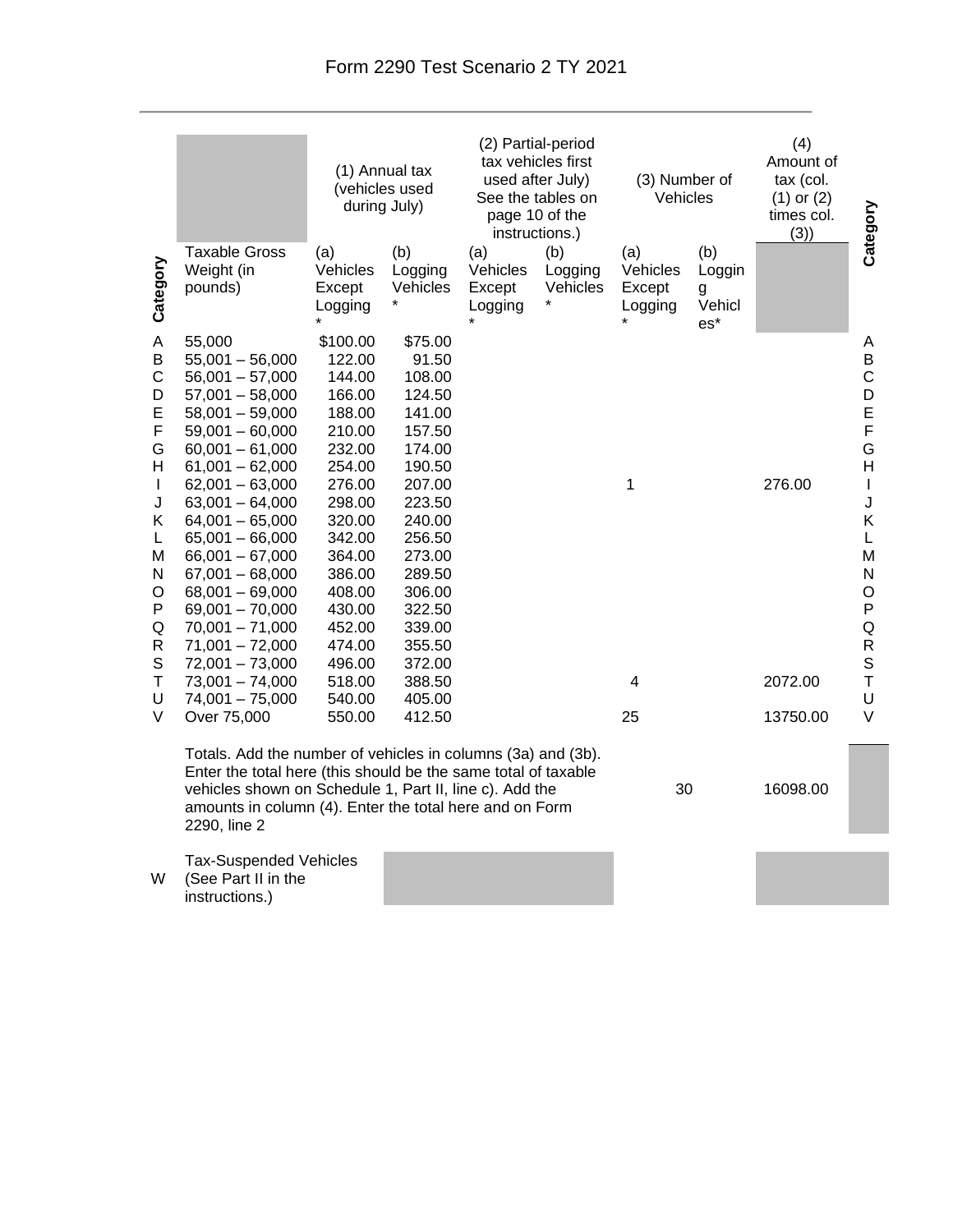# Form 2290 Test Scenario 2 TY 2021

| Category | Taxable Gross Weight (in pounds) | (1) Annual tax (vehicles used during July) | | (2) Partial-period tax vehicles first used after July) See the tables on page 10 of the instructions.) | | (3) Number of Vehicles | | (4) Amount of tax (col. (1) or (2) times col. (3)) | Category |
|---|---|---|---|---|---|---|---|---|---|
| | | (a) Vehicles Except Logging * | (b) Logging Vehicles * | (a) Vehicles Except Logging * | (b) Logging Vehicles * | (a) Vehicles Except Logging * | (b) Logging Vehicles* | | |
| A | 55,000 | $100.00 | $75.00 | | | | | | A |
| B | 55,001 – 56,000 | 122.00 | 91.50 | | | | | | B |
| C | 56,001 – 57,000 | 144.00 | 108.00 | | | | | | C |
| D | 57,001 – 58,000 | 166.00 | 124.50 | | | | | | D |
| E | 58,001 – 59,000 | 188.00 | 141.00 | | | | | | E |
| F | 59,001 – 60,000 | 210.00 | 157.50 | | | | | | F |
| G | 60,001 – 61,000 | 232.00 | 174.00 | | | | | | G |
| H | 61,001 – 62,000 | 254.00 | 190.50 | | | | | | H |
| I | 62,001 – 63,000 | 276.00 | 207.00 | | | 1 | | 276.00 | I |
| J | 63,001 – 64,000 | 298.00 | 223.50 | | | | | | J |
| K | 64,001 – 65,000 | 320.00 | 240.00 | | | | | | K |
| L | 65,001 – 66,000 | 342.00 | 256.50 | | | | | | L |
| M | 66,001 – 67,000 | 364.00 | 273.00 | | | | | | M |
| N | 67,001 – 68,000 | 386.00 | 289.50 | | | | | | N |
| O | 68,001 – 69,000 | 408.00 | 306.00 | | | | | | O |
| P | 69,001 – 70,000 | 430.00 | 322.50 | | | | | | P |
| Q | 70,001 – 71,000 | 452.00 | 339.00 | | | | | | Q |
| R | 71,001 – 72,000 | 474.00 | 355.50 | | | | | | R |
| S | 72,001 – 73,000 | 496.00 | 372.00 | | | | | | S |
| T | 73,001 – 74,000 | 518.00 | 388.50 | | | 4 | | 2072.00 | T |
| U | 74,001 – 75,000 | 540.00 | 405.00 | | | | | | U |
| V | Over 75,000 | 550.00 | 412.50 | | | 25 | | 13750.00 | V |
| | Totals. Add the number of vehicles in columns (3a) and (3b). Enter the total here (this should be the same total of taxable vehicles shown on Schedule 1, Part II, line c). Add the amounts in column (4). Enter the total here and on Form 2290, line 2 | | | | | 30 | | 16098.00 | |
| W | Tax-Suspended Vehicles (See Part II in the instructions.) | | | | | | | | |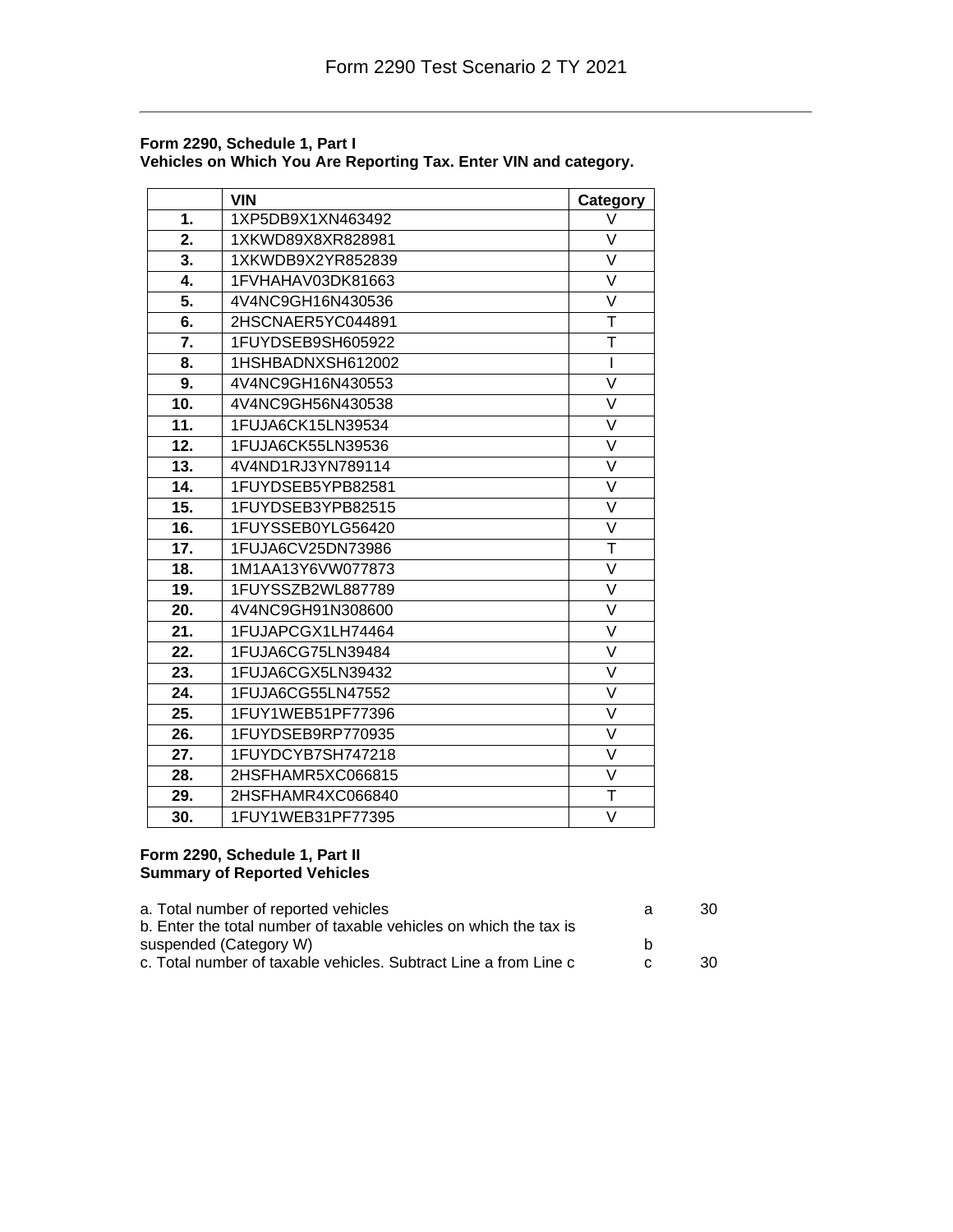# Form 2290 Test Scenario 2 TY 2021

**Form 2290, Schedule 1, Part I**
**Vehicles on Which You Are Reporting Tax. Enter VIN and category.**

| | VIN | Category |
|---|---|---|
| **1.** | 1XP5DB9X1XN463492 | V |
| **2.** | 1XKWD89X8XR828981 | V |
| **3.** | 1XKWDB9X2YR852839 | V |
| **4.** | 1FVHAHAV03DK81663 | V |
| **5.** | 4V4NC9GH16N430536 | V |
| **6.** | 2HSCNAER5YC044891 | T |
| **7.** | 1FUYDSEB9SH605922 | T |
| **8.** | 1HSHBADNXSH612002 | I |
| **9.** | 4V4NC9GH16N430553 | V |
| **10.** | 4V4NC9GH56N430538 | V |
| **11.** | 1FUJA6CK15LN39534 | V |
| **12.** | 1FUJA6CK55LN39536 | V |
| **13.** | 4V4ND1RJ3YN789114 | V |
| **14.** | 1FUYDSEB5YPB82581 | V |
| **15.** | 1FUYDSEB3YPB82515 | V |
| **16.** | 1FUYSSEB0YLG56420 | V |
| **17.** | 1FUJA6CV25DN73986 | T |
| **18.** | 1M1AA13Y6VW077873 | V |
| **19.** | 1FUYSSZB2WL887789 | V |
| **20.** | 4V4NC9GH91N308600 | V |
| **21.** | 1FUJAPCGX1LH74464 | V |
| **22.** | 1FUJA6CG75LN39484 | V |
| **23.** | 1FUJA6CGX5LN39432 | V |
| **24.** | 1FUJA6CG55LN47552 | V |
| **25.** | 1FUY1WEB51PF77396 | V |
| **26.** | 1FUYDSEB9RP770935 | V |
| **27.** | 1FUYDCYB7SH747218 | V |
| **28.** | 2HSFHAMR5XC066815 | V |
| **29.** | 2HSFHAMR4XC066840 | T |
| **30.** | 1FUY1WEB31PF77395 | V |

**Form 2290, Schedule 1, Part II**
**Summary of Reported Vehicles**

| | | |
|---|---|---|
| a. Total number of reported vehicles | a | 30 |
| b. Enter the total number of taxable vehicles on which the tax is suspended (Category W) | b | |
| c. Total number of taxable vehicles. Subtract Line a from Line c | c | 30 |